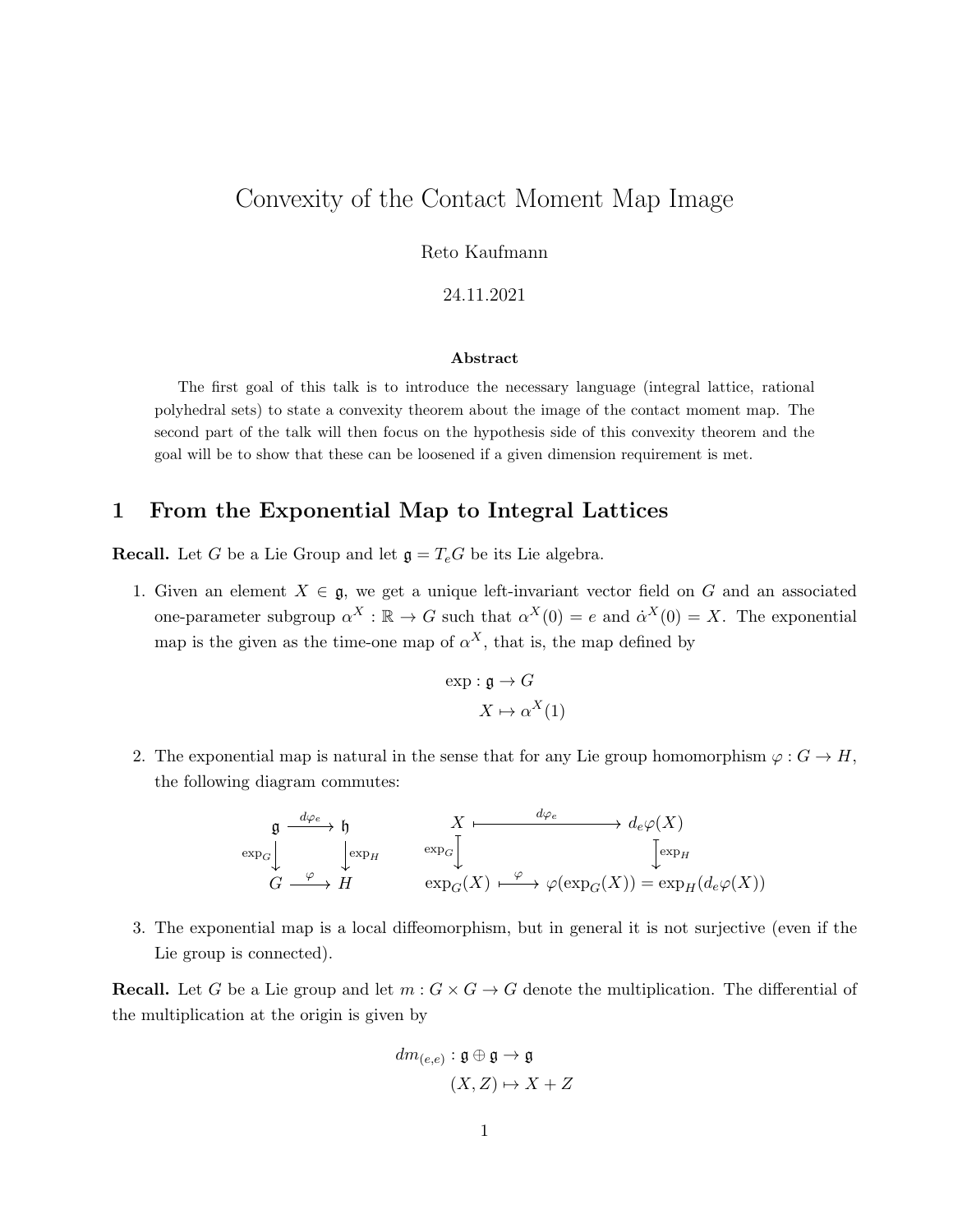# Convexity of the Contact Moment Map Image

Reto Kaufmann

24.11.2021

**Abstract**

The first goal of this talk is to introduce the necessary language (integral lattice, rational polyhedral sets) to state a convexity theorem about the image of the contact moment map. The second part of the talk will then focus on the hypothesis side of this convexity theorem and the goal will be to show that these can be loosened if a given dimension requirement is met.

## 1 From the Exponential Map to Integral Lattices

**Recall.** Let $G$ be a Lie Group and let $\mathfrak{g} = T_eG$ be its Lie algebra.

1. Given an element $X \in \mathfrak{g}$, we get a unique left-invariant vector field on $G$ and an associated one-parameter subgroup $\alpha^X : \mathbb{R} \to G$ such that $\alpha^X(0) = e$ and $\dot{\alpha}^X(0) = X$. The exponential map is the given as the time-one map of $\alpha^X$, that is, the map defined by

$$
\begin{aligned}
\exp : \mathfrak{g} &\to G \\
X &\mapsto \alpha^X(1)
\end{aligned}
$$

2. The exponential map is natural in the sense that for any Lie group homomorphism $\varphi : G \to H$, the following diagram commutes:

$$
\begin{array}{ccc}
\mathfrak{g} & \xrightarrow{d\varphi_e} & \mathfrak{h} \\
\downarrow{\scriptstyle \exp_G} & & \downarrow{\scriptstyle \exp_H} \\
G & \xrightarrow{\varphi} & H
\end{array}
\qquad
\begin{array}{ccc}
X & \xmapsto{d\varphi_e} & d_e\varphi(X) \\
\downarrow{\scriptstyle \exp_G} & & \downarrow{\scriptstyle \exp_H} \\
\exp_G(X) & \xmapsto{\varphi} & \varphi(\exp_G(X)) = \exp_H(d_e\varphi(X))
\end{array}
$$

3. The exponential map is a local diffeomorphism, but in general it is not surjective (even if the Lie group is connected).

**Recall.** Let $G$ be a Lie group and let $m : G \times G \to G$ denote the multiplication. The differential of the multiplication at the origin is given by

$$
\begin{aligned}
dm_{(e,e)} : \mathfrak{g} \oplus \mathfrak{g} &\to \mathfrak{g} \\
(X, Z) &\mapsto X + Z
\end{aligned}
$$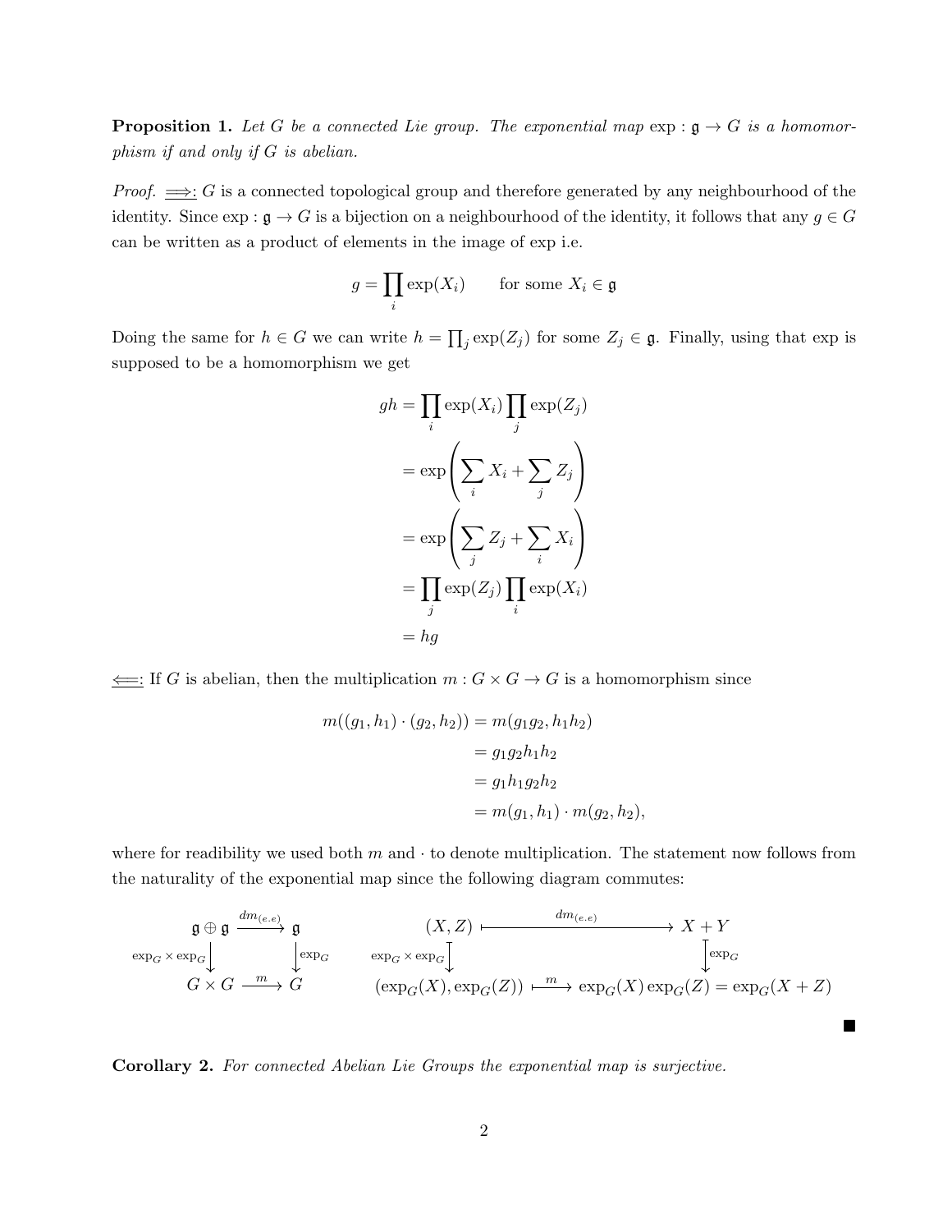**Proposition 1.** *Let $G$ be a connected Lie group. The exponential map $\exp : \mathfrak{g} \to G$ is a homomorphism if and only if $G$ is abelian.*

*Proof.* $\underline{\implies}$: $G$ is a connected topological group and therefore generated by any neighbourhood of the identity. Since $\exp : \mathfrak{g} \to G$ is a bijection on a neighbourhood of the identity, it follows that any $g \in G$ can be written as a product of elements in the image of exp i.e.

$$g = \prod_i \exp(X_i) \qquad \text{for some } X_i \in \mathfrak{g}$$

Doing the same for $h \in G$ we can write $h = \prod_j \exp(Z_j)$ for some $Z_j \in \mathfrak{g}$. Finally, using that exp is supposed to be a homomorphism we get

$$\begin{aligned}
gh &= \prod_i \exp(X_i) \prod_j \exp(Z_j) \\
&= \exp\left( \sum_i X_i + \sum_j Z_j \right) \\
&= \exp\left( \sum_j Z_j + \sum_i X_i \right) \\
&= \prod_j \exp(Z_j) \prod_i \exp(X_i) \\
&= hg
\end{aligned}$$

$\underline{\impliedby}$: If $G$ is abelian, then the multiplication $m : G \times G \to G$ is a homomorphism since

$$\begin{aligned}
m((g_1, h_1) \cdot (g_2, h_2)) &= m(g_1 g_2, h_1 h_2) \\
&= g_1 g_2 h_1 h_2 \\
&= g_1 h_1 g_2 h_2 \\
&= m(g_1, h_1) \cdot m(g_2, h_2),
\end{aligned}$$

where for readibility we used both $m$ and $\cdot$ to denote multiplication. The statement now follows from the naturality of the exponential map since the following diagram commutes:

$$\begin{array}{ccc}
\mathfrak{g} \oplus \mathfrak{g} & \xrightarrow{dm_{(e.e)}} & \mathfrak{g} \\
{\scriptstyle \exp_G \times \exp_G} \downarrow & & \downarrow {\scriptstyle \exp_G} \\
G \times G & \xrightarrow{m} & G
\end{array}
\qquad
\begin{array}{ccc}
(X, Z) & \xmapsto{dm_{(e.e)}} & X + Y \\
{\scriptstyle \exp_G \times \exp_G} \downarrow & & \downarrow {\scriptstyle \exp_G} \\
(\exp_G(X), \exp_G(Z)) & \xmapsto{m} & \exp_G(X)\exp_G(Z) = \exp_G(X + Z)
\end{array}$$

∎

**Corollary 2.** *For connected Abelian Lie Groups the exponential map is surjective.*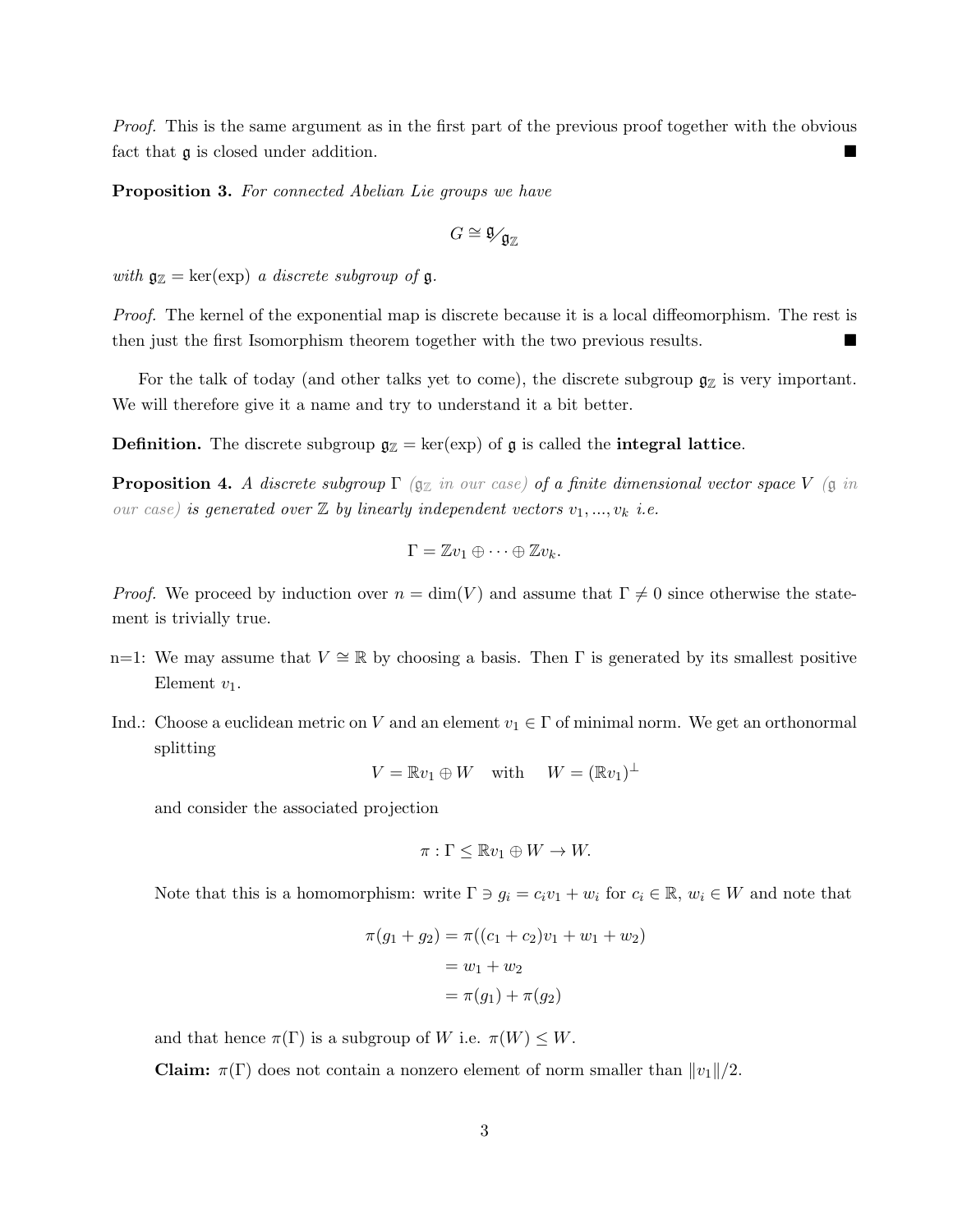*Proof.* This is the same argument as in the first part of the previous proof together with the obvious fact that $\mathfrak{g}$ is closed under addition. ∎

**Proposition 3.** *For connected Abelian Lie groups we have*

$$G \cong \mathfrak{g}/\mathfrak{g}_{\mathbb{Z}}$$

*with* $\mathfrak{g}_{\mathbb{Z}} = \ker(\exp)$ *a discrete subgroup of* $\mathfrak{g}$.

*Proof.* The kernel of the exponential map is discrete because it is a local diffeomorphism. The rest is then just the first Isomorphism theorem together with the two previous results. ∎

For the talk of today (and other talks yet to come), the discrete subgroup $\mathfrak{g}_{\mathbb{Z}}$ is very important. We will therefore give it a name and try to understand it a bit better.

**Definition.** The discrete subgroup $\mathfrak{g}_{\mathbb{Z}} = \ker(\exp)$ of $\mathfrak{g}$ is called the **integral lattice**.

**Proposition 4.** *A discrete subgroup* $\Gamma$ *($\mathfrak{g}_{\mathbb{Z}}$ in our case) of a finite dimensional vector space* $V$ *($\mathfrak{g}$ in our case) is generated over* $\mathbb{Z}$ *by linearly independent vectors* $v_1, ..., v_k$ *i.e.*

$$\Gamma = \mathbb{Z}v_1 \oplus \cdots \oplus \mathbb{Z}v_k.$$

*Proof.* We proceed by induction over $n = \dim(V)$ and assume that $\Gamma \neq 0$ since otherwise the statement is trivially true.

- n=1: We may assume that $V \cong \mathbb{R}$ by choosing a basis. Then $\Gamma$ is generated by its smallest positive Element $v_1$.
- Ind.: Choose a euclidean metric on $V$ and an element $v_1 \in \Gamma$ of minimal norm. We get an orthonormal splitting

  $$V = \mathbb{R}v_1 \oplus W \quad \text{with} \quad W = (\mathbb{R}v_1)^{\perp}$$

  and consider the associated projection

  $$\pi : \Gamma \leq \mathbb{R}v_1 \oplus W \to W.$$

  Note that this is a homomorphism: write $\Gamma \ni g_i = c_i v_1 + w_i$ for $c_i \in \mathbb{R}$, $w_i \in W$ and note that

  $$\begin{aligned} \pi(g_1 + g_2) &= \pi((c_1 + c_2)v_1 + w_1 + w_2) \\ &= w_1 + w_2 \\ &= \pi(g_1) + \pi(g_2) \end{aligned}$$

  and that hence $\pi(\Gamma)$ is a subgroup of $W$ i.e. $\pi(W) \leq W$.

  **Claim:** $\pi(\Gamma)$ does not contain a nonzero element of norm smaller than $\|v_1\|/2$.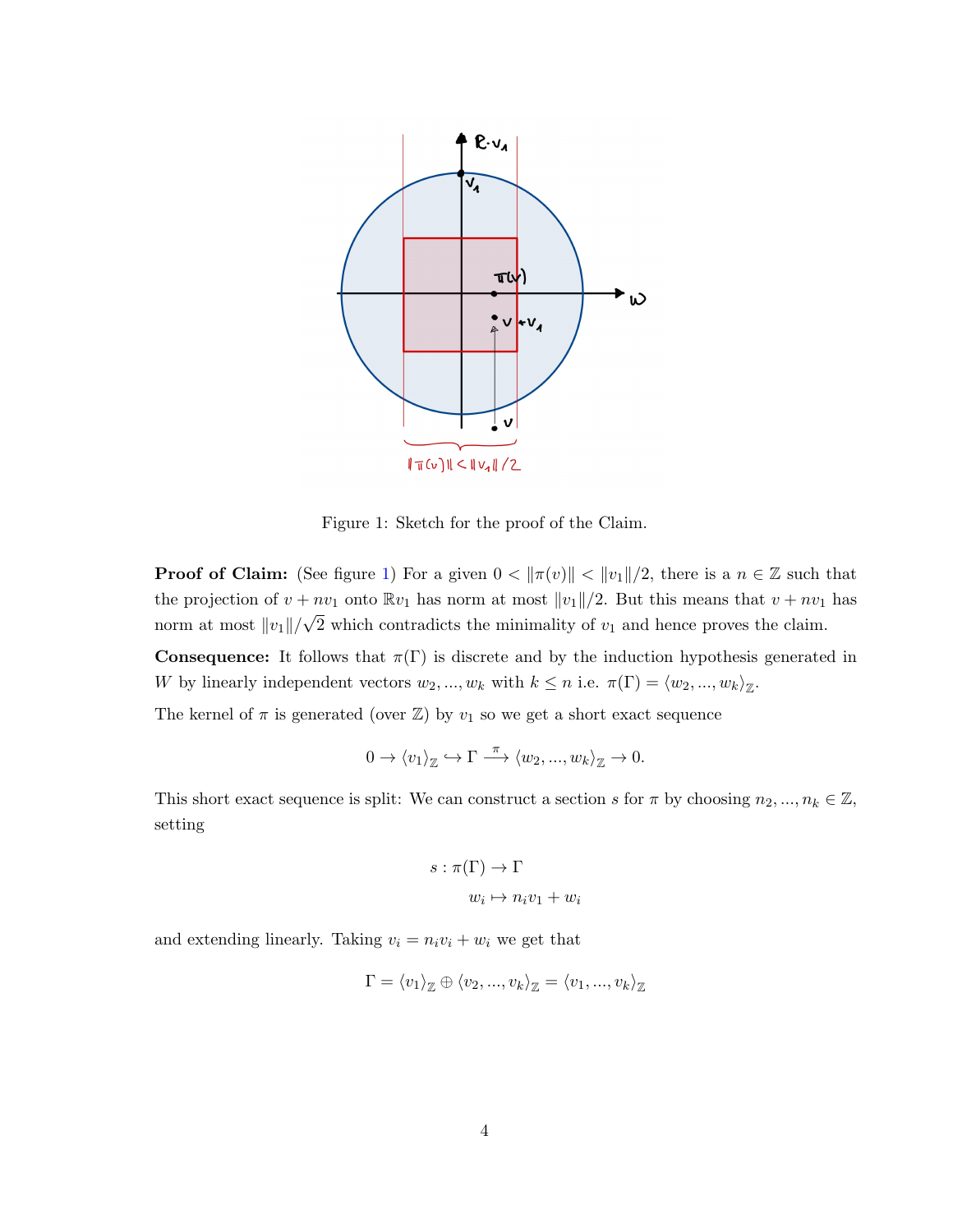Figure 1: Sketch for the proof of the Claim.

**Proof of Claim:** (See figure 1) For a given $0 < \|\pi(v)\| < \|v_1\|/2$, there is a $n \in \mathbb{Z}$ such that the projection of $v + nv_1$ onto $\mathbb{R}v_1$ has norm at most $\|v_1\|/2$. But this means that $v + nv_1$ has norm at most $\|v_1\|/\sqrt{2}$ which contradicts the minimality of $v_1$ and hence proves the claim.

**Consequence:** It follows that $\pi(\Gamma)$ is discrete and by the induction hypothesis generated in $W$ by linearly independent vectors $w_2, ..., w_k$ with $k \leq n$ i.e. $\pi(\Gamma) = \langle w_2, ..., w_k \rangle_{\mathbb{Z}}$.

The kernel of $\pi$ is generated (over $\mathbb{Z}$) by $v_1$ so we get a short exact sequence

$$0 \to \langle v_1 \rangle_{\mathbb{Z}} \hookrightarrow \Gamma \xrightarrow{\pi} \langle w_2, ..., w_k \rangle_{\mathbb{Z}} \to 0.$$

This short exact sequence is split: We can construct a section $s$ for $\pi$ by choosing $n_2, ..., n_k \in \mathbb{Z}$, setting

$$s : \pi(\Gamma) \to \Gamma$$
$$w_i \mapsto n_i v_1 + w_i$$

and extending linearly. Taking $v_i = n_i v_i + w_i$ we get that

$$\Gamma = \langle v_1 \rangle_{\mathbb{Z}} \oplus \langle v_2, ..., v_k \rangle_{\mathbb{Z}} = \langle v_1, ..., v_k \rangle_{\mathbb{Z}}$$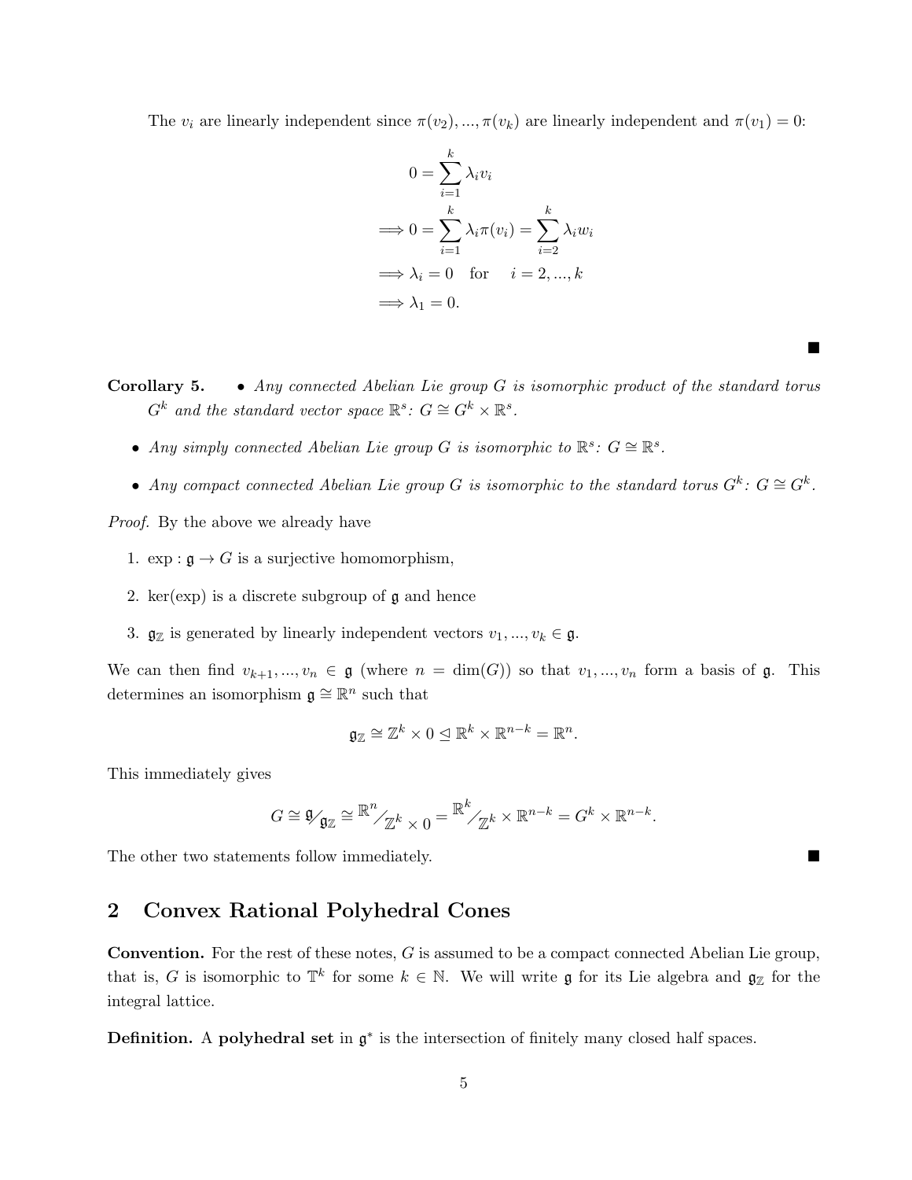The $v_i$ are linearly independent since $\pi(v_2), ..., \pi(v_k)$ are linearly independent and $\pi(v_1) = 0$:

$$
\begin{aligned}
0 &= \sum_{i=1}^{k} \lambda_i v_i \\
\implies 0 &= \sum_{i=1}^{k} \lambda_i \pi(v_i) = \sum_{i=2}^{k} \lambda_i w_i \\
&\implies \lambda_i = 0 \quad \text{for} \quad i = 2, ..., k \\
&\implies \lambda_1 = 0.
\end{aligned}
$$

■

**Corollary 5.**
- *Any connected Abelian Lie group $G$ is isomorphic product of the standard torus $G^k$ and the standard vector space $\mathbb{R}^s$: $G \cong G^k \times \mathbb{R}^s$.*
- *Any simply connected Abelian Lie group $G$ is isomorphic to $\mathbb{R}^s$: $G \cong \mathbb{R}^s$.*
- *Any compact connected Abelian Lie group $G$ is isomorphic to the standard torus $G^k$: $G \cong G^k$.*

*Proof.* By the above we already have

1. $\exp : \mathfrak{g} \to G$ is a surjective homomorphism,
2. $\ker(\exp)$ is a discrete subgroup of $\mathfrak{g}$ and hence
3. $\mathfrak{g}_\mathbb{Z}$ is generated by linearly independent vectors $v_1, ..., v_k \in \mathfrak{g}$.

We can then find $v_{k+1}, ..., v_n \in \mathfrak{g}$ (where $n = \dim(G)$) so that $v_1, ..., v_n$ form a basis of $\mathfrak{g}$. This determines an isomorphism $\mathfrak{g} \cong \mathbb{R}^n$ such that

$$
\mathfrak{g}_\mathbb{Z} \cong \mathbb{Z}^k \times 0 \trianglelefteq \mathbb{R}^k \times \mathbb{R}^{n-k} = \mathbb{R}^n.
$$

This immediately gives

$$
G \cong \mathfrak{g}/\mathfrak{g}_\mathbb{Z} \cong \mathbb{R}^n / \mathbb{Z}^k \times 0 = \mathbb{R}^k / \mathbb{Z}^k \times \mathbb{R}^{n-k} = G^k \times \mathbb{R}^{n-k}.
$$

The other two statements follow immediately. ■

## 2 Convex Rational Polyhedral Cones

**Convention.** For the rest of these notes, $G$ is assumed to be a compact connected Abelian Lie group, that is, $G$ is isomorphic to $\mathbb{T}^k$ for some $k \in \mathbb{N}$. We will write $\mathfrak{g}$ for its Lie algebra and $\mathfrak{g}_\mathbb{Z}$ for the integral lattice.

**Definition.** A **polyhedral set** in $\mathfrak{g}^*$ is the intersection of finitely many closed half spaces.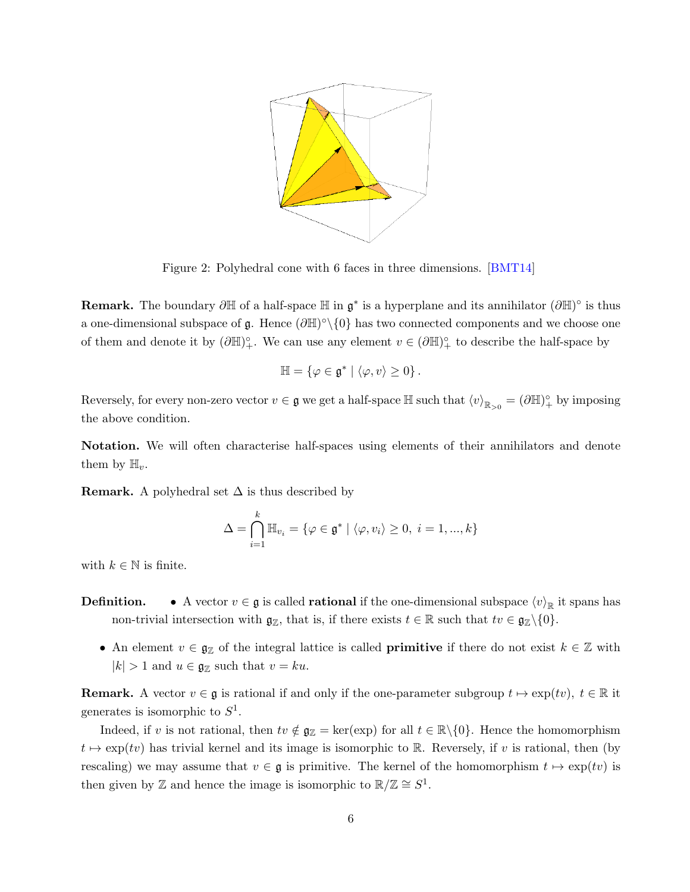Figure 2: Polyhedral cone with 6 faces in three dimensions. [BMT14]

**Remark.** The boundary $\partial\mathbb{H}$ of a half-space $\mathbb{H}$ in $\mathfrak{g}^*$ is a hyperplane and its annihilator $(\partial\mathbb{H})^\circ$ is thus a one-dimensional subspace of $\mathfrak{g}$. Hence $(\partial\mathbb{H})^\circ\backslash\{0\}$ has two connected components and we choose one of them and denote it by $(\partial\mathbb{H})^\circ_+$. We can use any element $v \in (\partial\mathbb{H})^\circ_+$ to describe the half-space by

$$\mathbb{H} = \{\varphi \in \mathfrak{g}^* \mid \langle \varphi, v\rangle \geq 0\}\,.$$

Reversely, for every non-zero vector $v \in \mathfrak{g}$ we get a half-space $\mathbb{H}$ such that $\langle v\rangle_{\mathbb{R}_{>0}} = (\partial\mathbb{H})^\circ_+$ by imposing the above condition.

**Notation.** We will often characterise half-spaces using elements of their annihilators and denote them by $\mathbb{H}_v$.

**Remark.** A polyhedral set $\Delta$ is thus described by

$$\Delta = \bigcap_{i=1}^{k} \mathbb{H}_{v_i} = \{\varphi \in \mathfrak{g}^* \mid \langle \varphi, v_i\rangle \geq 0,\ i = 1, ..., k\}$$

with $k \in \mathbb{N}$ is finite.

**Definition.**

- A vector $v \in \mathfrak{g}$ is called **rational** if the one-dimensional subspace $\langle v\rangle_{\mathbb{R}}$ it spans has non-trivial intersection with $\mathfrak{g}_{\mathbb{Z}}$, that is, if there exists $t \in \mathbb{R}$ such that $tv \in \mathfrak{g}_{\mathbb{Z}}\backslash\{0\}$.
- An element $v \in \mathfrak{g}_{\mathbb{Z}}$ of the integral lattice is called **primitive** if there do not exist $k \in \mathbb{Z}$ with $|k| > 1$ and $u \in \mathfrak{g}_{\mathbb{Z}}$ such that $v = ku$.

**Remark.** A vector $v \in \mathfrak{g}$ is rational if and only if the one-parameter subgroup $t \mapsto \exp(tv)$, $t \in \mathbb{R}$ it generates is isomorphic to $S^1$.

Indeed, if $v$ is not rational, then $tv \notin \mathfrak{g}_{\mathbb{Z}} = \ker(\exp)$ for all $t \in \mathbb{R}\backslash\{0\}$. Hence the homomorphism $t \mapsto \exp(tv)$ has trivial kernel and its image is isomorphic to $\mathbb{R}$. Reversely, if $v$ is rational, then (by rescaling) we may assume that $v \in \mathfrak{g}$ is primitive. The kernel of the homomorphism $t \mapsto \exp(tv)$ is then given by $\mathbb{Z}$ and hence the image is isomorphic to $\mathbb{R}/\mathbb{Z} \cong S^1$.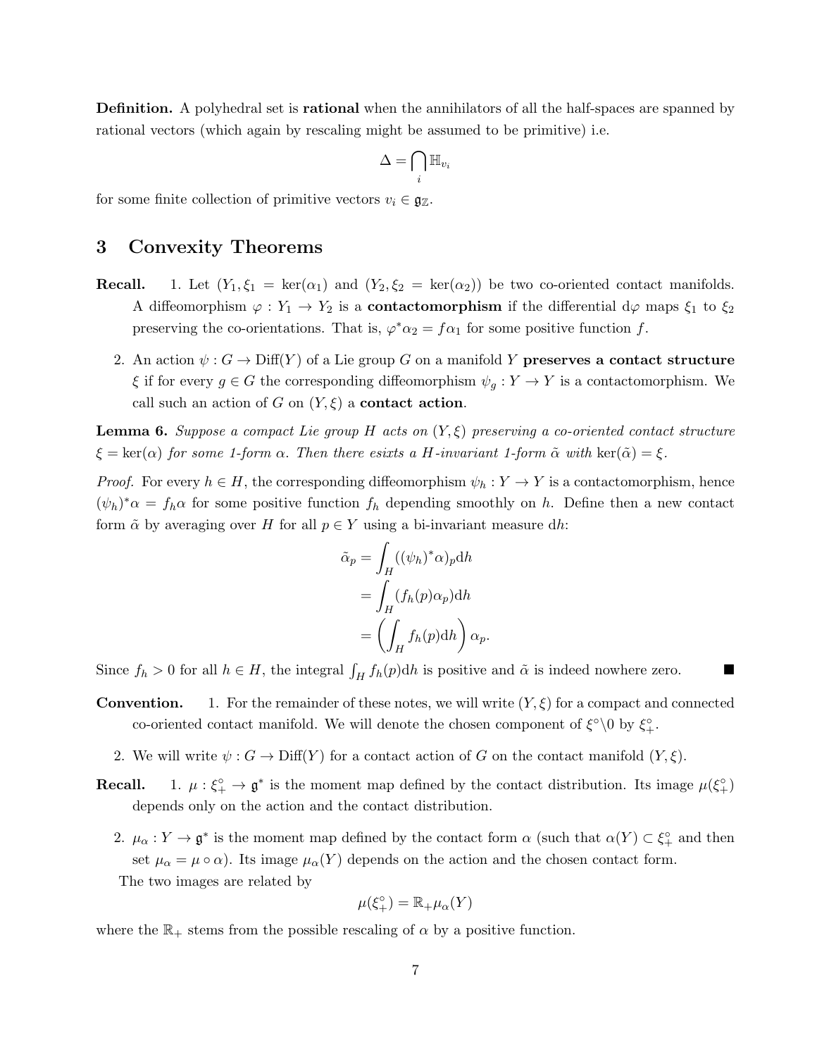**Definition.** A polyhedral set is **rational** when the annihilators of all the half-spaces are spanned by rational vectors (which again by rescaling might be assumed to be primitive) i.e.

$$\Delta = \bigcap_i \mathbb{H}_{v_i}$$

for some finite collection of primitive vectors $v_i \in \mathfrak{g}_{\mathbb{Z}}$.

# 3 Convexity Theorems

**Recall.**

1. Let $(Y_1, \xi_1 = \ker(\alpha_1)$ and $(Y_2, \xi_2 = \ker(\alpha_2))$ be two co-oriented contact manifolds. A diffeomorphism $\varphi : Y_1 \to Y_2$ is a **contactomorphism** if the differential $\mathrm{d}\varphi$ maps $\xi_1$ to $\xi_2$ preserving the co-orientations. That is, $\varphi^*\alpha_2 = f\alpha_1$ for some positive function $f$.
2. An action $\psi : G \to \mathrm{Diff}(Y)$ of a Lie group $G$ on a manifold $Y$ **preserves a contact structure** $\xi$ if for every $g \in G$ the corresponding diffeomorphism $\psi_g : Y \to Y$ is a contactomorphism. We call such an action of $G$ on $(Y, \xi)$ a **contact action**.

**Lemma 6.** *Suppose a compact Lie group $H$ acts on $(Y, \xi)$ preserving a co-oriented contact structure $\xi = \ker(\alpha)$ for some 1-form $\alpha$. Then there esixts a $H$-invariant 1-form $\tilde{\alpha}$ with $\ker(\tilde{\alpha}) = \xi$.*

*Proof.* For every $h \in H$, the corresponding diffeomorphism $\psi_h : Y \to Y$ is a contactomorphism, hence $(\psi_h)^*\alpha = f_h\alpha$ for some positive function $f_h$ depending smoothly on $h$. Define then a new contact form $\tilde{\alpha}$ by averaging over $H$ for all $p \in Y$ using a bi-invariant measure $\mathrm{d}h$:

$$\begin{aligned}
\tilde{\alpha}_p &= \int_H ((\psi_h)^*\alpha)_p \mathrm{d}h \\
&= \int_H (f_h(p)\alpha_p)\mathrm{d}h \\
&= \left( \int_H f_h(p)\mathrm{d}h \right) \alpha_p.
\end{aligned}$$

Since $f_h > 0$ for all $h \in H$, the integral $\int_H f_h(p)\mathrm{d}h$ is positive and $\tilde{\alpha}$ is indeed nowhere zero. ■

**Convention.**

1. For the remainder of these notes, we will write $(Y, \xi)$ for a compact and connected co-oriented contact manifold. We will denote the chosen component of $\xi^\circ \backslash 0$ by $\xi^\circ_+$.
2. We will write $\psi : G \to \mathrm{Diff}(Y)$ for a contact action of $G$ on the contact manifold $(Y, \xi)$.

**Recall.**

1. $\mu : \xi^\circ_+ \to \mathfrak{g}^*$ is the moment map defined by the contact distribution. Its image $\mu(\xi^\circ_+)$ depends only on the action and the contact distribution.
2. $\mu_\alpha : Y \to \mathfrak{g}^*$ is the moment map defined by the contact form $\alpha$ (such that $\alpha(Y) \subset \xi^\circ_+$ and then set $\mu_\alpha = \mu \circ \alpha$). Its image $\mu_\alpha(Y)$ depends on the action and the chosen contact form.

The two images are related by

$$\mu(\xi^\circ_+) = \mathbb{R}_+ \mu_\alpha(Y)$$

where the $\mathbb{R}_+$ stems from the possible rescaling of $\alpha$ by a positive function.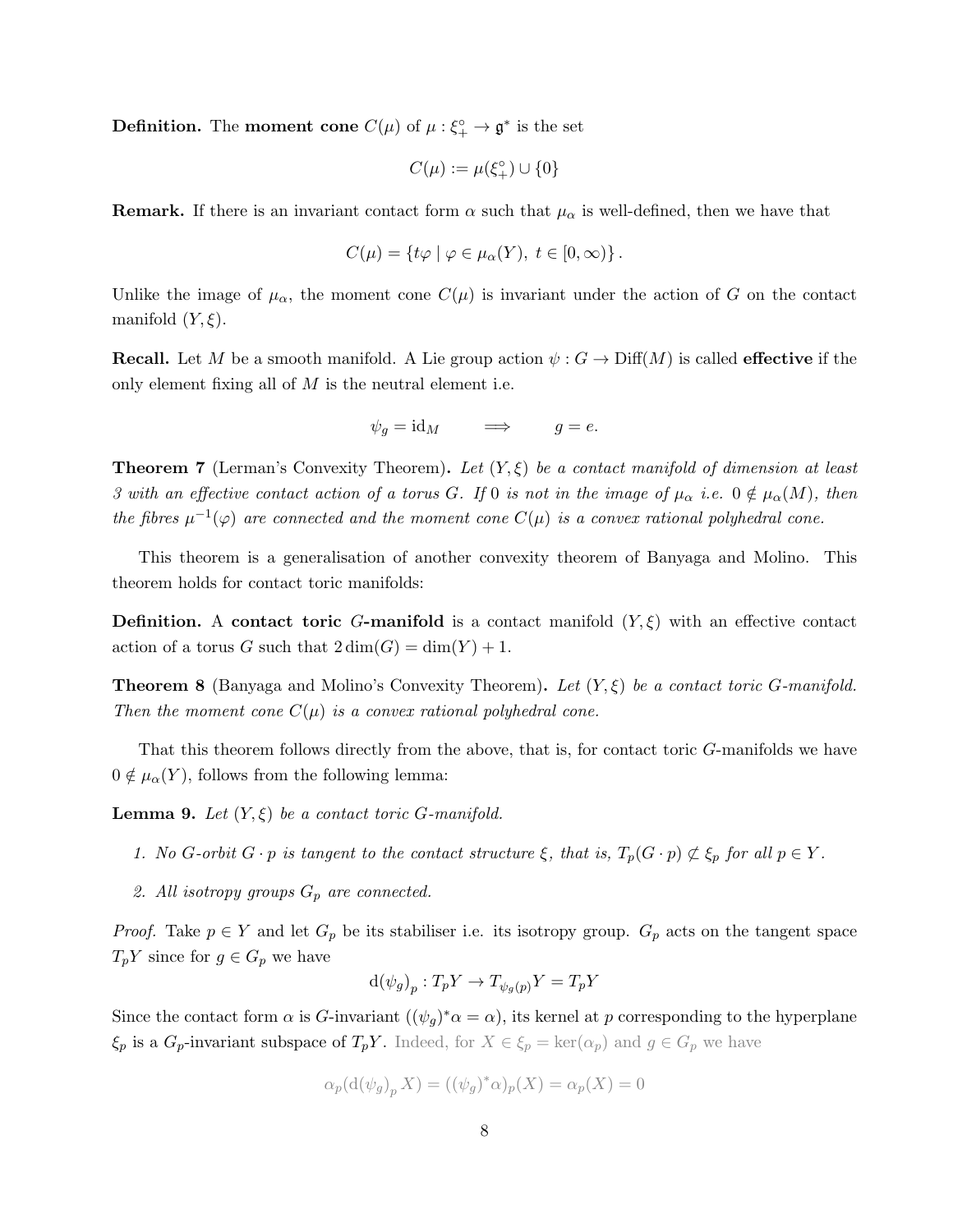**Definition.** The **moment cone** $C(\mu)$ of $\mu : \xi_+^\circ \to \mathfrak{g}^*$ is the set

$$C(\mu) := \mu(\xi_+^\circ) \cup \{0\}$$

**Remark.** If there is an invariant contact form $\alpha$ such that $\mu_\alpha$ is well-defined, then we have that

$$C(\mu) = \{t\varphi \mid \varphi \in \mu_\alpha(Y),\ t \in [0, \infty)\}.$$

Unlike the image of $\mu_\alpha$, the moment cone $C(\mu)$ is invariant under the action of $G$ on the contact manifold $(Y, \xi)$.

**Recall.** Let $M$ be a smooth manifold. A Lie group action $\psi : G \to \mathrm{Diff}(M)$ is called **effective** if the only element fixing all of $M$ is the neutral element i.e.

$$\psi_g = \mathrm{id}_M \qquad \Longrightarrow \qquad g = e.$$

**Theorem 7** (Lerman's Convexity Theorem)**.** *Let $(Y, \xi)$ be a contact manifold of dimension at least 3 with an effective contact action of a torus $G$. If 0 is not in the image of $\mu_\alpha$ i.e. $0 \notin \mu_\alpha(M)$, then the fibres $\mu^{-1}(\varphi)$ are connected and the moment cone $C(\mu)$ is a convex rational polyhedral cone.*

This theorem is a generalisation of another convexity theorem of Banyaga and Molino. This theorem holds for contact toric manifolds:

**Definition.** A **contact toric $G$-manifold** is a contact manifold $(Y, \xi)$ with an effective contact action of a torus $G$ such that $2\dim(G) = \dim(Y) + 1$.

**Theorem 8** (Banyaga and Molino's Convexity Theorem)**.** *Let $(Y, \xi)$ be a contact toric $G$-manifold. Then the moment cone $C(\mu)$ is a convex rational polyhedral cone.*

That this theorem follows directly from the above, that is, for contact toric $G$-manifolds we have $0 \notin \mu_\alpha(Y)$, follows from the following lemma:

**Lemma 9.** *Let $(Y, \xi)$ be a contact toric $G$-manifold.*

1. *No $G$-orbit $G \cdot p$ is tangent to the contact structure $\xi$, that is, $T_p(G \cdot p) \not\subset \xi_p$ for all $p \in Y$.*
2. *All isotropy groups $G_p$ are connected.*

*Proof.* Take $p \in Y$ and let $G_p$ be its stabiliser i.e. its isotropy group. $G_p$ acts on the tangent space $T_pY$ since for $g \in G_p$ we have

$$\mathrm{d}(\psi_g)_p : T_pY \to T_{\psi_g(p)}Y = T_pY$$

Since the contact form $\alpha$ is $G$-invariant ($(\psi_g)^*\alpha = \alpha$), its kernel at $p$ corresponding to the hyperplane $\xi_p$ is a $G_p$-invariant subspace of $T_pY$. Indeed, for $X \in \xi_p = \ker(\alpha_p)$ and $g \in G_p$ we have

$$\alpha_p(\mathrm{d}(\psi_g)_p X) = ((\psi_g)^*\alpha)_p(X) = \alpha_p(X) = 0$$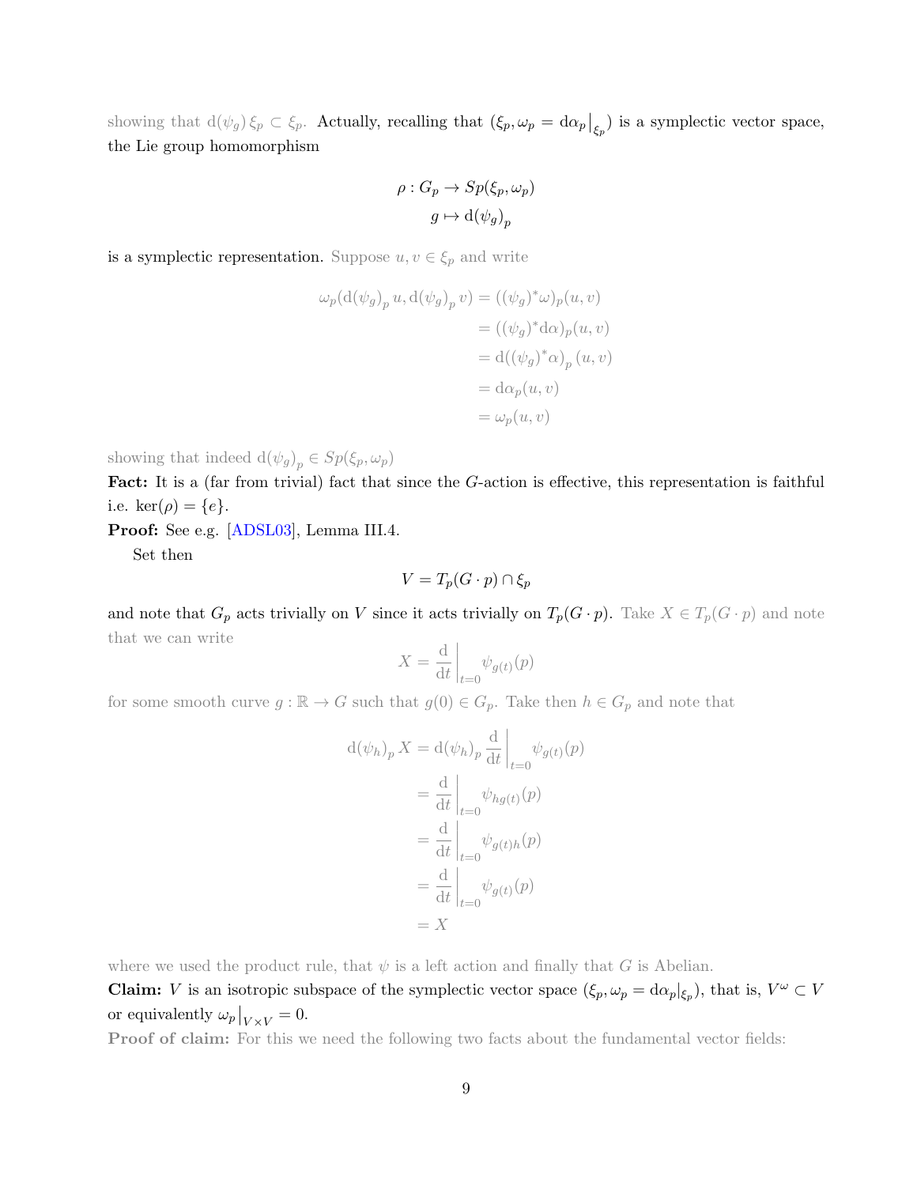showing that $\mathrm{d}(\psi_g)\,\xi_p \subset \xi_p$. Actually, recalling that $(\xi_p, \omega_p = \mathrm{d}\alpha_p\big|_{\xi_p})$ is a symplectic vector space, the Lie group homomorphism

$$
\begin{aligned}
\rho : G_p &\to Sp(\xi_p, \omega_p) \\
g &\mapsto \mathrm{d}(\psi_g)_p
\end{aligned}
$$

is a symplectic representation. Suppose $u, v \in \xi_p$ and write

$$
\begin{aligned}
\omega_p(\mathrm{d}(\psi_g)_p\, u, \mathrm{d}(\psi_g)_p\, v) &= ((\psi_g)^*\omega)_p(u, v) \\
&= ((\psi_g)^*\mathrm{d}\alpha)_p(u, v) \\
&= \mathrm{d}((\psi_g)^*\alpha)_p\,(u, v) \\
&= \mathrm{d}\alpha_p(u, v) \\
&= \omega_p(u, v)
\end{aligned}
$$

showing that indeed $\mathrm{d}(\psi_g)_p \in Sp(\xi_p, \omega_p)$

**Fact:** It is a (far from trivial) fact that since the $G$-action is effective, this representation is faithful i.e. $\ker(\rho) = \{e\}$.

**Proof:** See e.g. [ADSL03], Lemma III.4.

Set then

$$
V = T_p(G \cdot p) \cap \xi_p
$$

and note that $G_p$ acts trivially on $V$ since it acts trivially on $T_p(G \cdot p)$. Take $X \in T_p(G \cdot p)$ and note that we can write

$$
X = \frac{\mathrm{d}}{\mathrm{d}t}\bigg|_{t=0} \psi_{g(t)}(p)
$$

for some smooth curve $g : \mathbb{R} \to G$ such that $g(0) \in G_p$. Take then $h \in G_p$ and note that

$$
\begin{aligned}
\mathrm{d}(\psi_h)_p\, X &= \mathrm{d}(\psi_h)_p \frac{\mathrm{d}}{\mathrm{d}t}\bigg|_{t=0} \psi_{g(t)}(p) \\
&= \frac{\mathrm{d}}{\mathrm{d}t}\bigg|_{t=0} \psi_{hg(t)}(p) \\
&= \frac{\mathrm{d}}{\mathrm{d}t}\bigg|_{t=0} \psi_{g(t)h}(p) \\
&= \frac{\mathrm{d}}{\mathrm{d}t}\bigg|_{t=0} \psi_{g(t)}(p) \\
&= X
\end{aligned}
$$

where we used the product rule, that $\psi$ is a left action and finally that $G$ is Abelian.

**Claim:** $V$ is an isotropic subspace of the symplectic vector space $(\xi_p, \omega_p = \mathrm{d}\alpha_p|_{\xi_p})$, that is, $V^\omega \subset V$ or equivalently $\omega_p\big|_{V \times V} = 0$.

**Proof of claim:** For this we need the following two facts about the fundamental vector fields: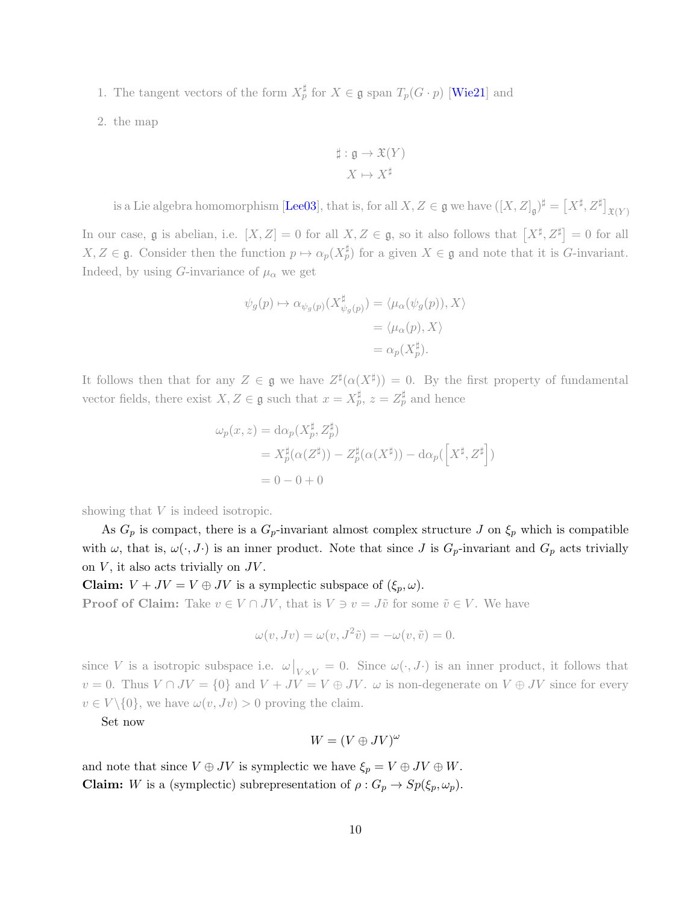1. The tangent vectors of the form $X_p^\sharp$ for $X \in \mathfrak{g}$ span $T_p(G \cdot p)$ [Wie21] and

2. the map

$$\sharp : \mathfrak{g} \to \mathfrak{X}(Y)$$
$$X \mapsto X^\sharp$$

is a Lie algebra homomorphism [Lee03], that is, for all $X, Z \in \mathfrak{g}$ we have $([X, Z]_{\mathfrak{g}})^\sharp = \left[X^\sharp, Z^\sharp\right]_{\mathfrak{X}(Y)}$

In our case, $\mathfrak{g}$ is abelian, i.e. $[X, Z] = 0$ for all $X, Z \in \mathfrak{g}$, so it also follows that $\left[X^\sharp, Z^\sharp\right] = 0$ for all $X, Z \in \mathfrak{g}$. Consider then the function $p \mapsto \alpha_p(X_p^\sharp)$ for a given $X \in \mathfrak{g}$ and note that it is $G$-invariant. Indeed, by using $G$-invariance of $\mu_\alpha$ we get

$$\begin{aligned}
\psi_g(p) \mapsto \alpha_{\psi_g(p)}(X^\sharp_{\psi_g(p)}) &= \langle \mu_\alpha(\psi_g(p)), X\rangle \\
&= \langle \mu_\alpha(p), X\rangle \\
&= \alpha_p(X_p^\sharp).
\end{aligned}$$

It follows then that for any $Z \in \mathfrak{g}$ we have $Z^\sharp(\alpha(X^\sharp)) = 0$. By the first property of fundamental vector fields, there exist $X, Z \in \mathfrak{g}$ such that $x = X_p^\sharp$, $z = Z_p^\sharp$ and hence

$$\begin{aligned}
\omega_p(x, z) &= \mathrm{d}\alpha_p(X_p^\sharp, Z_p^\sharp) \\
&= X_p^\sharp(\alpha(Z^\sharp)) - Z_p^\sharp(\alpha(X^\sharp)) - \mathrm{d}\alpha_p(\left[X^\sharp, Z^\sharp\right]) \\
&= 0 - 0 + 0
\end{aligned}$$

showing that $V$ is indeed isotropic.

As $G_p$ is compact, there is a $G_p$-invariant almost complex structure $J$ on $\xi_p$ which is compatible with $\omega$, that is, $\omega(\cdot, J\cdot)$ is an inner product. Note that since $J$ is $G_p$-invariant and $G_p$ acts trivially on $V$, it also acts trivially on $JV$.

**Claim:** $V + JV = V \oplus JV$ is a symplectic subspace of $(\xi_p, \omega)$.

**Proof of Claim:** Take $v \in V \cap JV$, that is $V \ni v = J\tilde{v}$ for some $\tilde{v} \in V$. We have

$$\omega(v, Jv) = \omega(v, J^2\tilde{v}) = -\omega(v, \tilde{v}) = 0.$$

since $V$ is a isotropic subspace i.e. $\omega\big|_{V \times V} = 0$. Since $\omega(\cdot, J\cdot)$ is an inner product, it follows that $v = 0$. Thus $V \cap JV = \{0\}$ and $V + JV = V \oplus JV$. $\omega$ is non-degenerate on $V \oplus JV$ since for every $v \in V \backslash \{0\}$, we have $\omega(v, Jv) > 0$ proving the claim.

Set now

$$W = (V \oplus JV)^\omega$$

and note that since $V \oplus JV$ is symplectic we have $\xi_p = V \oplus JV \oplus W$.

**Claim:** $W$ is a (symplectic) subrepresentation of $\rho : G_p \to Sp(\xi_p, \omega_p)$.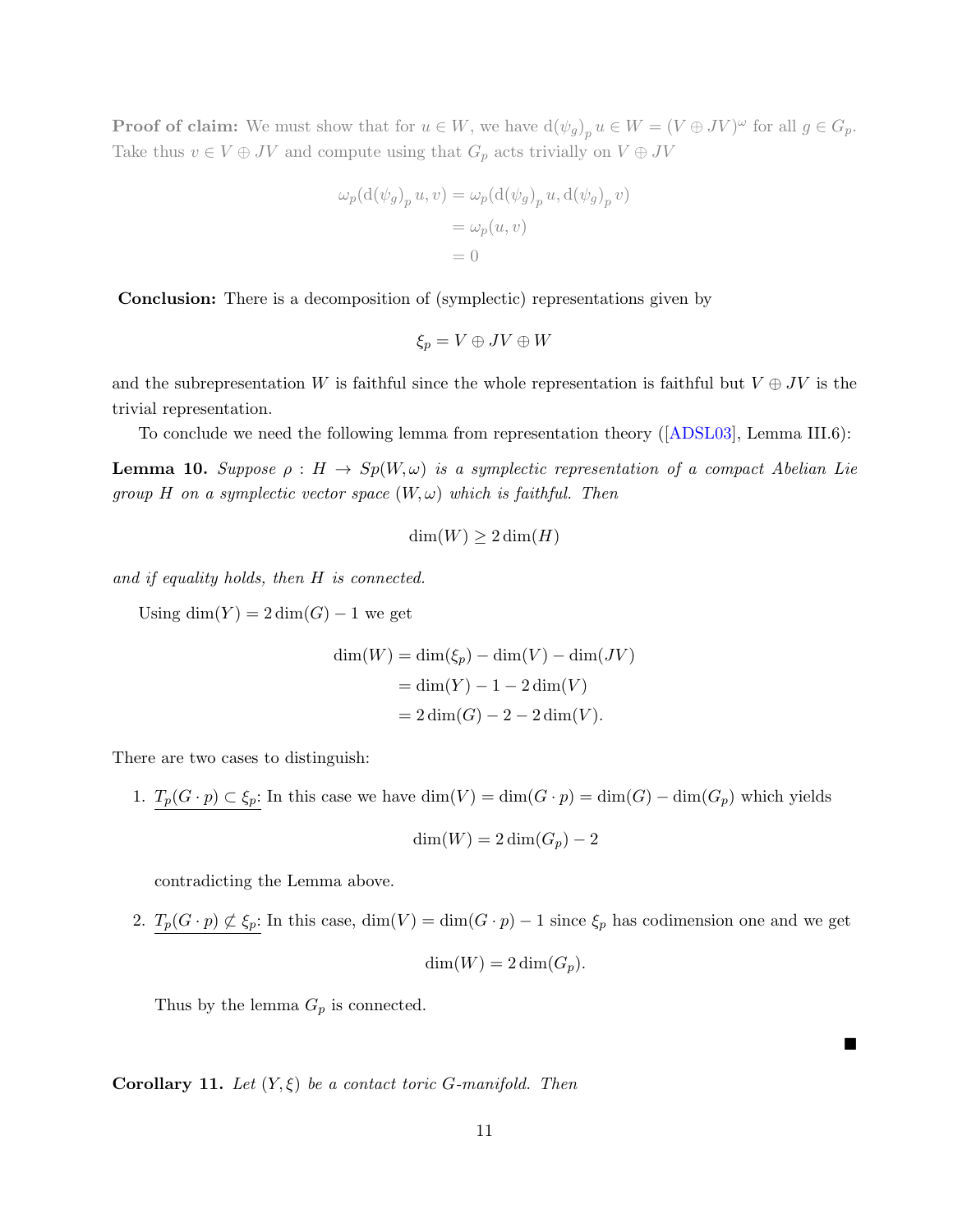**Proof of claim:** We must show that for $u \in W$, we have $\mathrm{d}(\psi_g)_p\, u \in W = (V \oplus JV)^\omega$ for all $g \in G_p$. Take thus $v \in V \oplus JV$ and compute using that $G_p$ acts trivially on $V \oplus JV$

$$\begin{aligned}
\omega_p(\mathrm{d}(\psi_g)_p\, u, v) &= \omega_p(\mathrm{d}(\psi_g)_p\, u, \mathrm{d}(\psi_g)_p\, v) \\
&= \omega_p(u, v) \\
&= 0
\end{aligned}$$

**Conclusion:** There is a decomposition of (symplectic) representations given by

$$\xi_p = V \oplus JV \oplus W$$

and the subrepresentation $W$ is faithful since the whole representation is faithful but $V \oplus JV$ is the trivial representation.

To conclude we need the following lemma from representation theory ([ADSL03], Lemma III.6):

**Lemma 10.** *Suppose $\rho : H \to Sp(W, \omega)$ is a symplectic representation of a compact Abelian Lie group $H$ on a symplectic vector space $(W, \omega)$ which is faithful. Then*

$$\dim(W) \geq 2\dim(H)$$

*and if equality holds, then $H$ is connected.*

Using $\dim(Y) = 2\dim(G) - 1$ we get

$$\begin{aligned}
\dim(W) &= \dim(\xi_p) - \dim(V) - \dim(JV) \\
&= \dim(Y) - 1 - 2\dim(V) \\
&= 2\dim(G) - 2 - 2\dim(V).
\end{aligned}$$

There are two cases to distinguish:

1. $T_p(G \cdot p) \subset \xi_p$: In this case we have $\dim(V) = \dim(G \cdot p) = \dim(G) - \dim(G_p)$ which yields

   $$\dim(W) = 2\dim(G_p) - 2$$

   contradicting the Lemma above.

2. $T_p(G \cdot p) \not\subset \xi_p$: In this case, $\dim(V) = \dim(G \cdot p) - 1$ since $\xi_p$ has codimension one and we get

   $$\dim(W) = 2\dim(G_p).$$

   Thus by the lemma $G_p$ is connected.

■

**Corollary 11.** *Let $(Y, \xi)$ be a contact toric $G$-manifold. Then*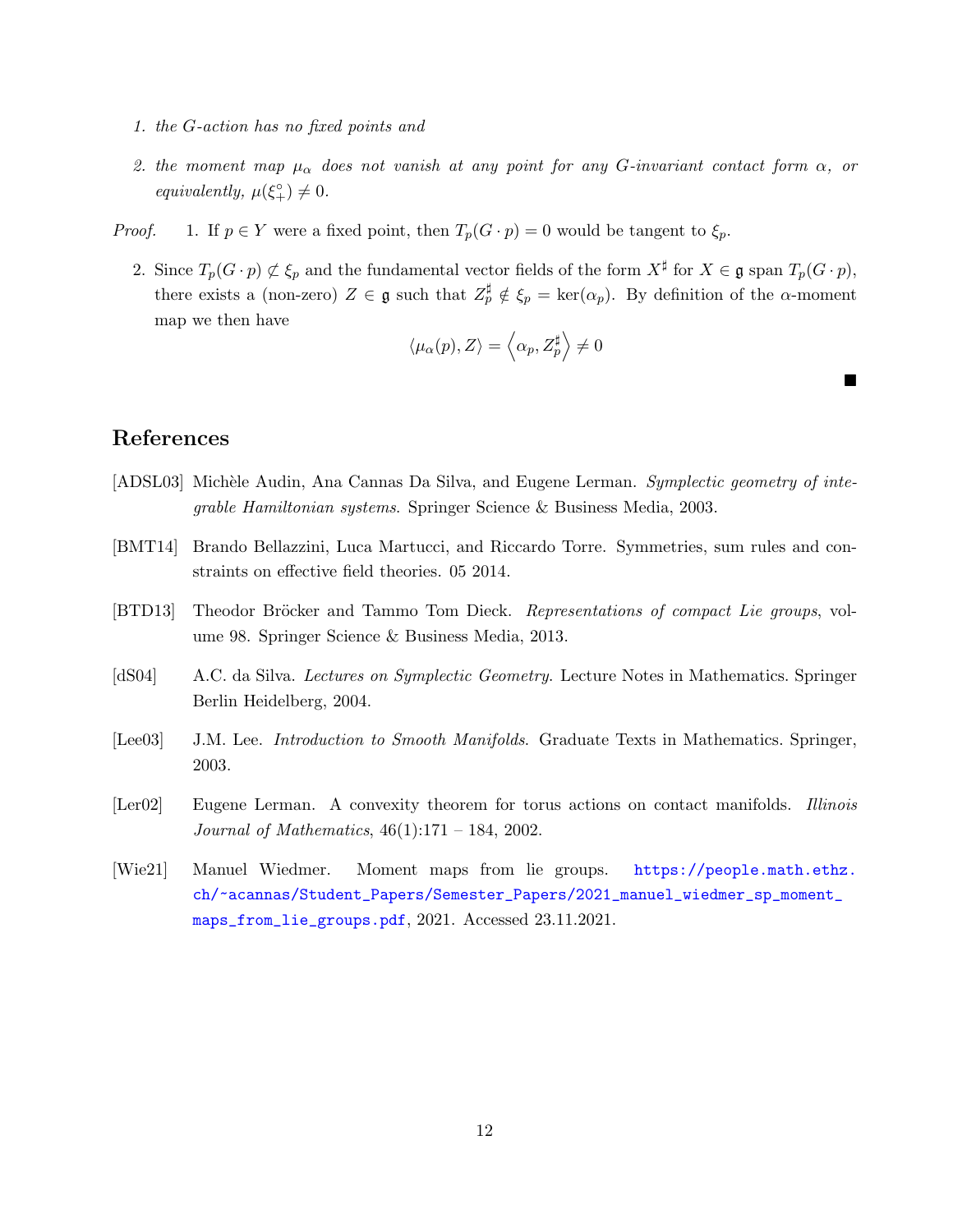1. *the $G$-action has no fixed points and*
2. *the moment map $\mu_\alpha$ does not vanish at any point for any $G$-invariant contact form $\alpha$, or equivalently, $\mu(\xi_+^\circ) \neq 0$.*

*Proof.* 1. If $p \in Y$ were a fixed point, then $T_p(G \cdot p) = 0$ would be tangent to $\xi_p$.

2. Since $T_p(G \cdot p) \not\subset \xi_p$ and the fundamental vector fields of the form $X^\sharp$ for $X \in \mathfrak{g}$ span $T_p(G \cdot p)$, there exists a (non-zero) $Z \in \mathfrak{g}$ such that $Z_p^\sharp \notin \xi_p = \ker(\alpha_p)$. By definition of the $\alpha$-moment map we then have

$$\langle \mu_\alpha(p), Z \rangle = \left\langle \alpha_p, Z_p^\sharp \right\rangle \neq 0$$

■

## References

[ADSL03] Michèle Audin, Ana Cannas Da Silva, and Eugene Lerman. *Symplectic geometry of integrable Hamiltonian systems*. Springer Science & Business Media, 2003.

[BMT14] Brando Bellazzini, Luca Martucci, and Riccardo Torre. Symmetries, sum rules and constraints on effective field theories. 05 2014.

[BTD13] Theodor Bröcker and Tammo Tom Dieck. *Representations of compact Lie groups*, volume 98. Springer Science & Business Media, 2013.

[dS04] A.C. da Silva. *Lectures on Symplectic Geometry*. Lecture Notes in Mathematics. Springer Berlin Heidelberg, 2004.

[Lee03] J.M. Lee. *Introduction to Smooth Manifolds*. Graduate Texts in Mathematics. Springer, 2003.

[Ler02] Eugene Lerman. A convexity theorem for torus actions on contact manifolds. *Illinois Journal of Mathematics*, 46(1):171 – 184, 2002.

[Wie21] Manuel Wiedmer. Moment maps from lie groups. https://people.math.ethz.ch/~acannas/Student_Papers/Semester_Papers/2021_manuel_wiedmer_sp_moment_maps_from_lie_groups.pdf, 2021. Accessed 23.11.2021.